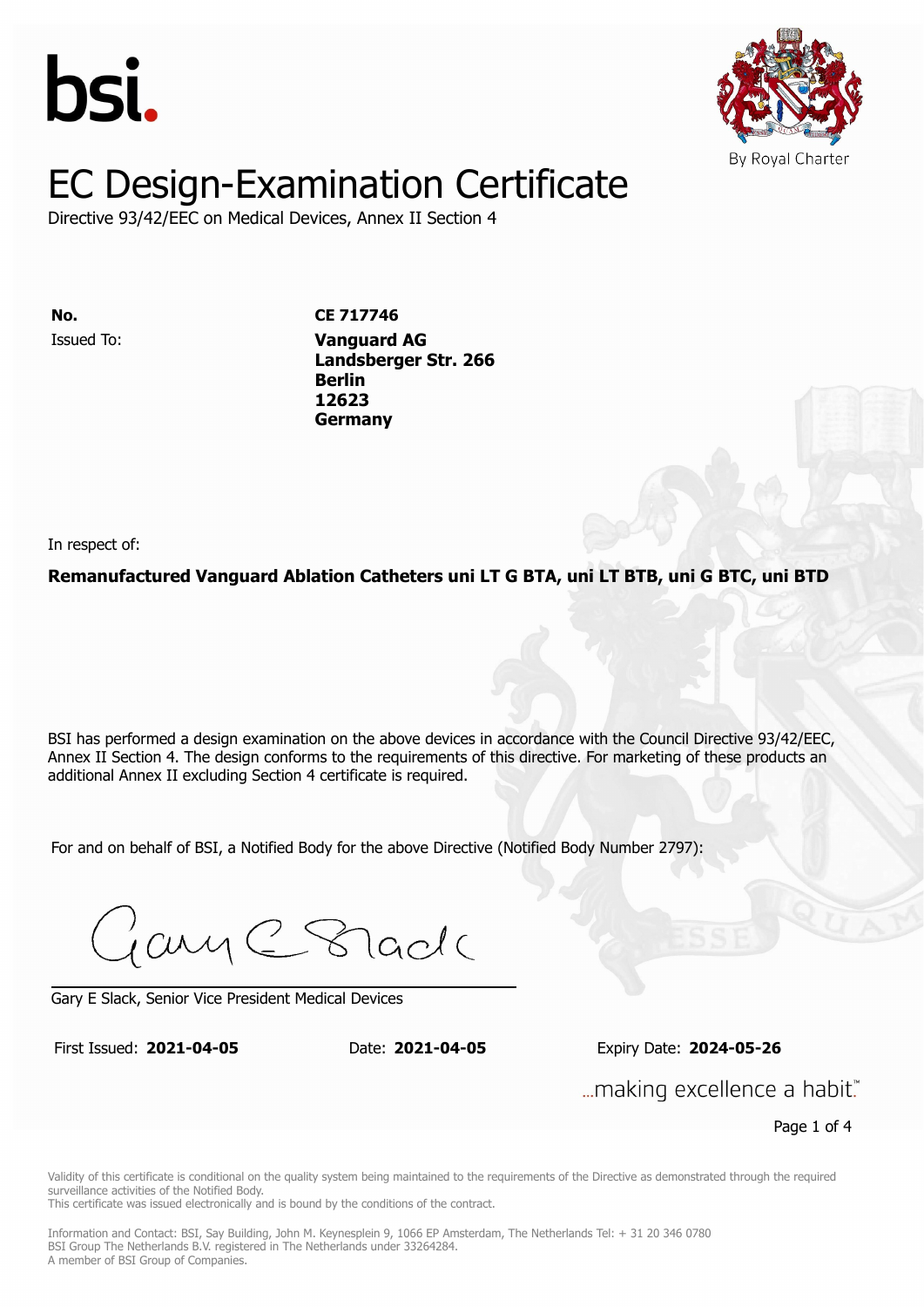bsi.

By Royal Charter

# EC Design-Examination Certificate

Directive 93/42/EEC on Medical Devices, Annex II Section 4

| | |
|---|---|
| **No.** | **CE 717746** |
| Issued To: | **Vanguard AG**<br>**Landsberger Str. 266**<br>**Berlin**<br>**12623**<br>**Germany** |

In respect of:

**Remanufactured Vanguard Ablation Catheters uni LT G BTA, uni LT BTB, uni G BTC, uni BTD**

BSI has performed a design examination on the above devices in accordance with the Council Directive 93/42/EEC, Annex II Section 4. The design conforms to the requirements of this directive. For marketing of these products an additional Annex II excluding Section 4 certificate is required.

For and on behalf of BSI, a Notified Body for the above Directive (Notified Body Number 2797):

Gary E Slack, Senior Vice President Medical Devices

First Issued: **2021-04-05** Date: **2021-04-05** Expiry Date: **2024-05-26**

...making excellence a habit.™

Validity of this certificate is conditional on the quality system being maintained to the requirements of the Directive as demonstrated through the required surveillance activities of the Notified Body.
This certificate was issued electronically and is bound by the conditions of the contract.

Information and Contact: BSI, Say Building, John M. Keynesplein 9, 1066 EP Amsterdam, The Netherlands Tel: + 31 20 346 0780
BSI Group The Netherlands B.V. registered in The Netherlands under 33264284.
A member of BSI Group of Companies.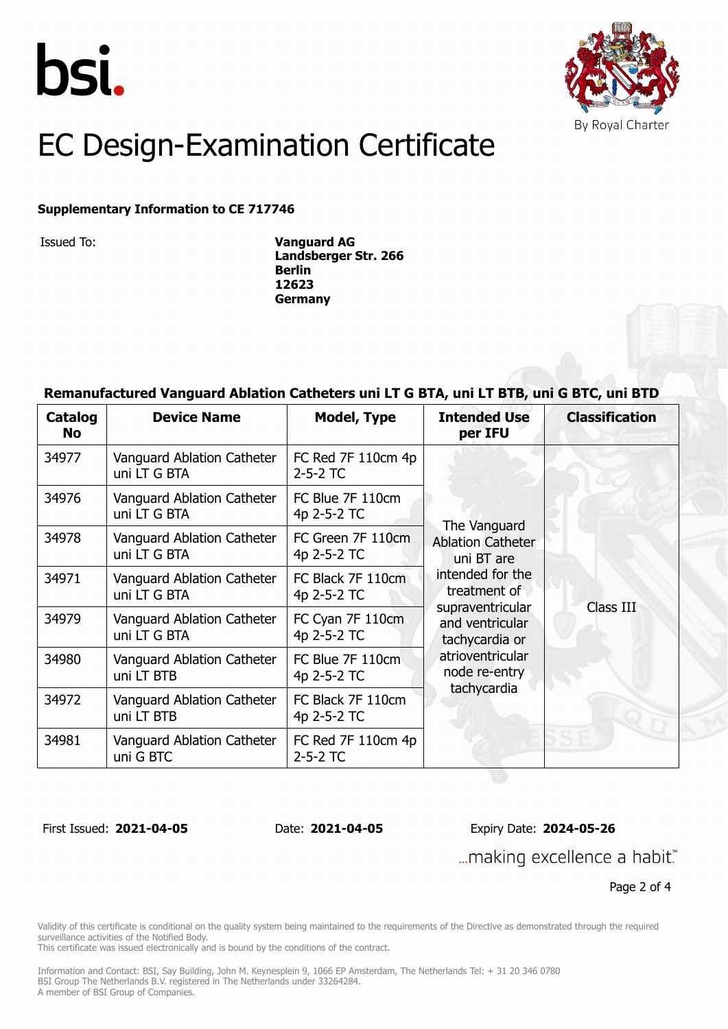# EC Design-Examination Certificate

**Supplementary Information to CE 717746**

Issued To: **Vanguard AG**
**Landsberger Str. 266**
**Berlin**
**12623**
**Germany**

**Remanufactured Vanguard Ablation Catheters uni LT G BTA, uni LT BTB, uni G BTC, uni BTD**

| Catalog No | Device Name | Model, Type | Intended Use per IFU | Classification |
|---|---|---|---|---|
| 34977 | Vanguard Ablation Catheter uni LT G BTA | FC Red 7F 110cm 4p 2-5-2 TC | The Vanguard Ablation Catheter uni BT are intended for the treatment of supraventricular and ventricular tachycardia or atrioventricular node re-entry tachycardia | Class III |
| 34976 | Vanguard Ablation Catheter uni LT G BTA | FC Blue 7F 110cm 4p 2-5-2 TC | | |
| 34978 | Vanguard Ablation Catheter uni LT G BTA | FC Green 7F 110cm 4p 2-5-2 TC | | |
| 34971 | Vanguard Ablation Catheter uni LT G BTA | FC Black 7F 110cm 4p 2-5-2 TC | | |
| 34979 | Vanguard Ablation Catheter uni LT G BTA | FC Cyan 7F 110cm 4p 2-5-2 TC | | |
| 34980 | Vanguard Ablation Catheter uni LT BTB | FC Blue 7F 110cm 4p 2-5-2 TC | | |
| 34972 | Vanguard Ablation Catheter uni LT BTB | FC Black 7F 110cm 4p 2-5-2 TC | | |
| 34981 | Vanguard Ablation Catheter uni G BTC | FC Red 7F 110cm 4p 2-5-2 TC | | |

First Issued: **2021-04-05** Date: **2021-04-05** Expiry Date: **2024-05-26**

...making excellence a habit.™

Validity of this certificate is conditional on the quality system being maintained to the requirements of the Directive as demonstrated through the required surveillance activities of the Notified Body.
This certificate was issued electronically and is bound by the conditions of the contract.

Information and Contact: BSI, Say Building, John M. Keynesplein 9, 1066 EP Amsterdam, The Netherlands Tel: + 31 20 346 0780
BSI Group The Netherlands B.V. registered in The Netherlands under 33264284.
A member of BSI Group of Companies.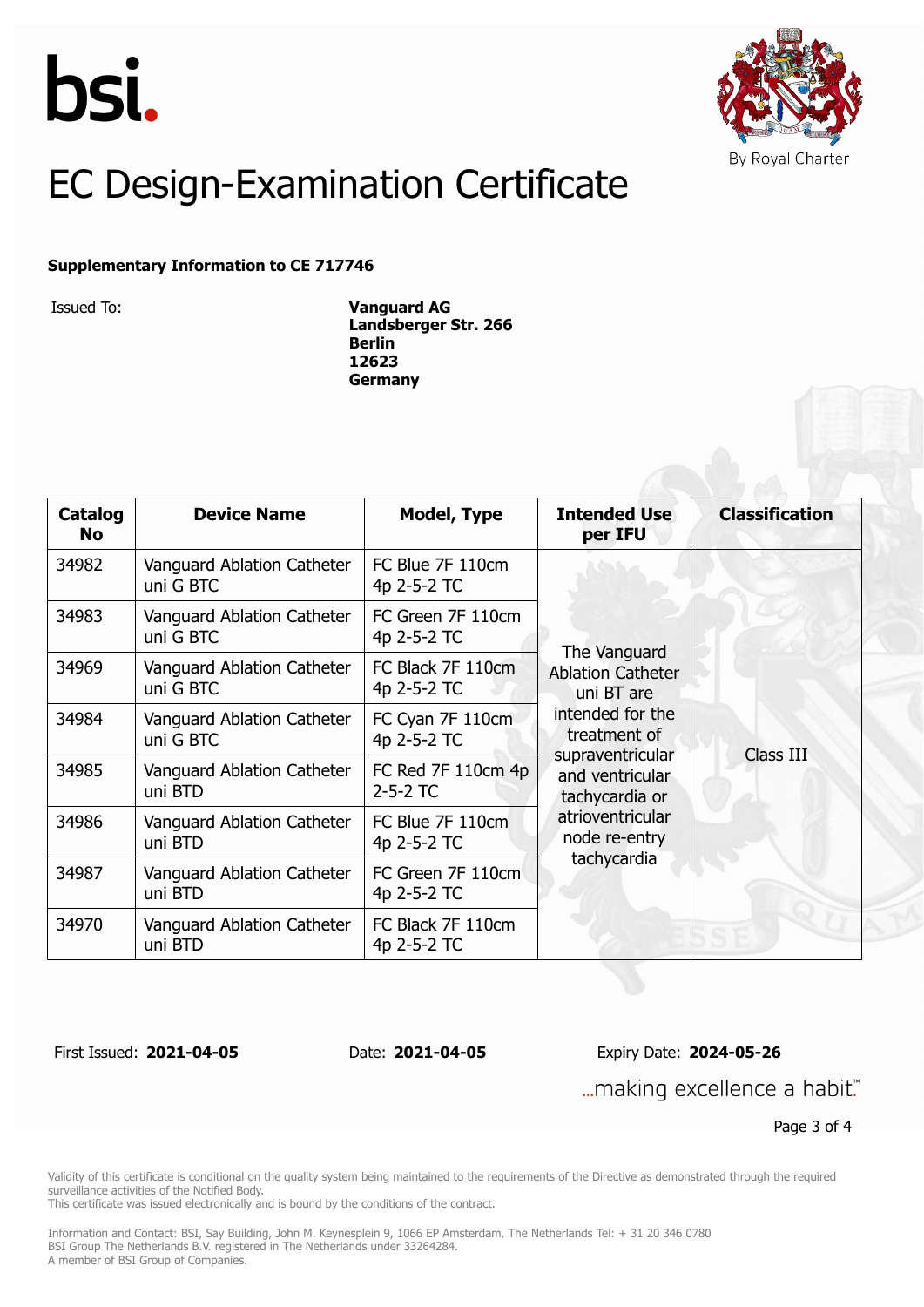bsi.

By Royal Charter

# EC Design-Examination Certificate

**Supplementary Information to CE 717746**

Issued To: **Vanguard AG**
**Landsberger Str. 266**
**Berlin**
**12623**
**Germany**

| Catalog No | Device Name | Model, Type | Intended Use per IFU | Classification |
|---|---|---|---|---|
| 34982 | Vanguard Ablation Catheter uni G BTC | FC Blue 7F 110cm 4p 2-5-2 TC | The Vanguard Ablation Catheter uni BT are intended for the treatment of supraventricular and ventricular tachycardia or atrioventricular node re-entry tachycardia | Class III |
| 34983 | Vanguard Ablation Catheter uni G BTC | FC Green 7F 110cm 4p 2-5-2 TC | | |
| 34969 | Vanguard Ablation Catheter uni G BTC | FC Black 7F 110cm 4p 2-5-2 TC | | |
| 34984 | Vanguard Ablation Catheter uni G BTC | FC Cyan 7F 110cm 4p 2-5-2 TC | | |
| 34985 | Vanguard Ablation Catheter uni BTD | FC Red 7F 110cm 4p 2-5-2 TC | | |
| 34986 | Vanguard Ablation Catheter uni BTD | FC Blue 7F 110cm 4p 2-5-2 TC | | |
| 34987 | Vanguard Ablation Catheter uni BTD | FC Green 7F 110cm 4p 2-5-2 TC | | |
| 34970 | Vanguard Ablation Catheter uni BTD | FC Black 7F 110cm 4p 2-5-2 TC | | |

First Issued: **2021-04-05** Date: **2021-04-05** Expiry Date: **2024-05-26**

...making excellence a habit.™

Validity of this certificate is conditional on the quality system being maintained to the requirements of the Directive as demonstrated through the required surveillance activities of the Notified Body.
This certificate was issued electronically and is bound by the conditions of the contract.

Information and Contact: BSI, Say Building, John M. Keynesplein 9, 1066 EP Amsterdam, The Netherlands Tel: + 31 20 346 0780
BSI Group The Netherlands B.V. registered in The Netherlands under 33264284.
A member of BSI Group of Companies.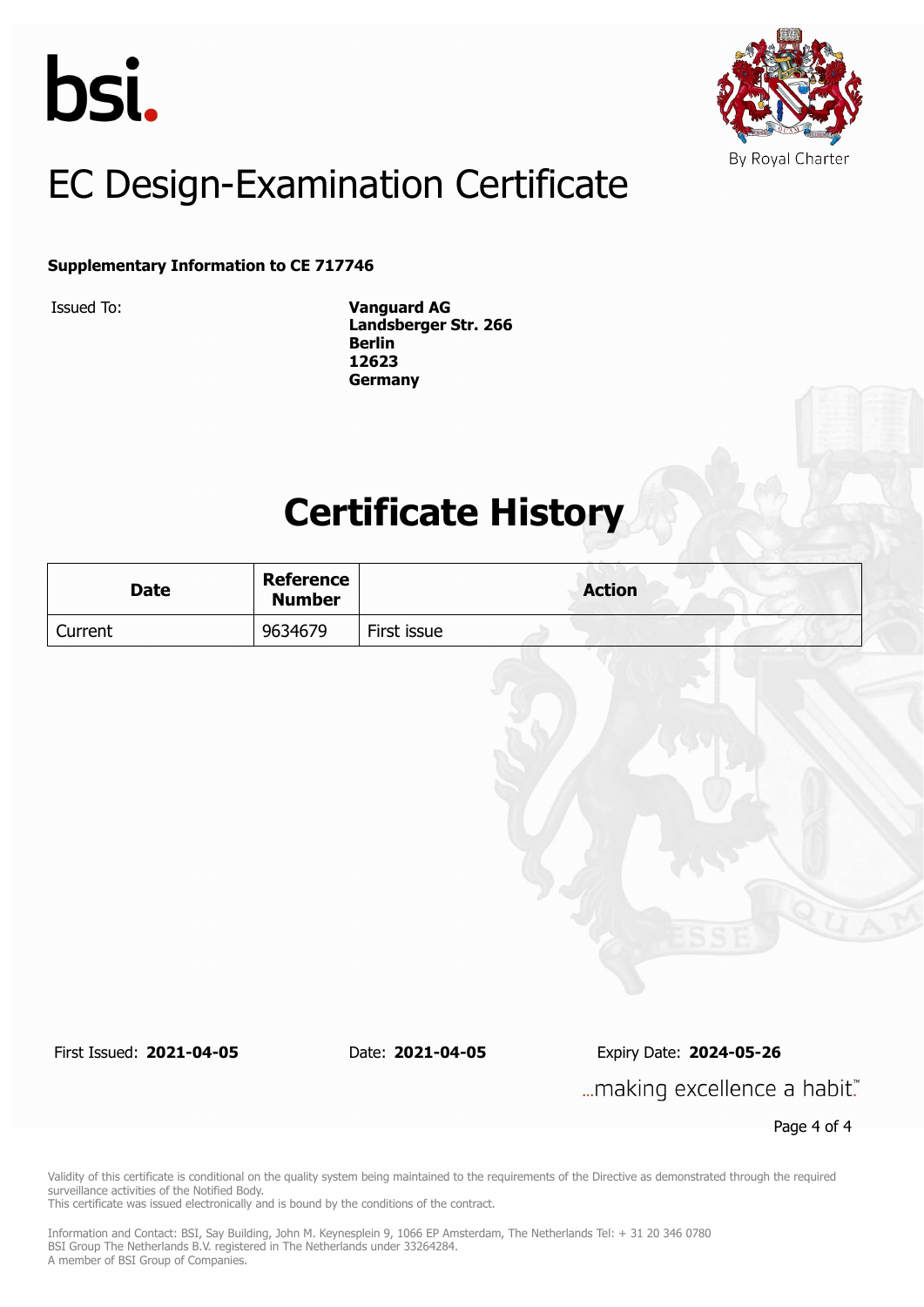bsi.

By Royal Charter

# EC Design-Examination Certificate

**Supplementary Information to CE 717746**

Issued To: **Vanguard AG**
**Landsberger Str. 266**
**Berlin**
**12623**
**Germany**

## Certificate History

| Date | Reference Number | Action |
|---|---|---|
| Current | 9634679 | First issue |

First Issued: **2021-04-05** Date: **2021-04-05** Expiry Date: **2024-05-26**

...making excellence a habit.™

Validity of this certificate is conditional on the quality system being maintained to the requirements of the Directive as demonstrated through the required surveillance activities of the Notified Body.
This certificate was issued electronically and is bound by the conditions of the contract.

Information and Contact: BSI, Say Building, John M. Keynesplein 9, 1066 EP Amsterdam, The Netherlands Tel: + 31 20 346 0780
BSI Group The Netherlands B.V. registered in The Netherlands under 33264284.
A member of BSI Group of Companies.